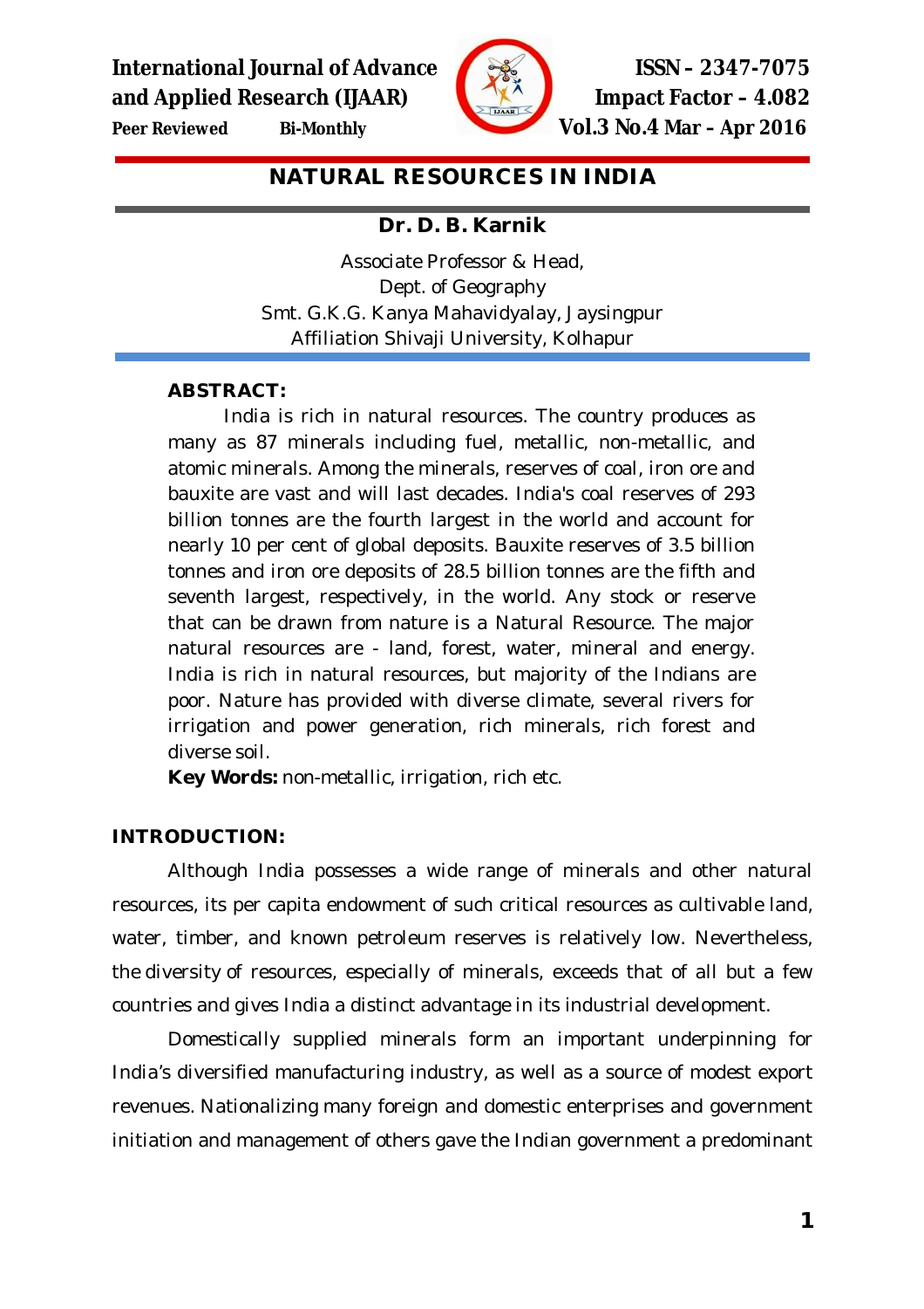# NATURAL RESOURCES IN INDIA

**Dr. D. B. Karnik**

Associate Professor & Head,
Dept. of Geography
Smt. G.K.G. Kanya Mahavidyalay, Jaysingpur
Affiliation Shivaji University, Kolhapur

**ABSTRACT:**

India is rich in natural resources. The country produces as many as 87 minerals including fuel, metallic, non-metallic, and atomic minerals. Among the minerals, reserves of coal, iron ore and bauxite are vast and will last decades. India's coal reserves of 293 billion tonnes are the fourth largest in the world and account for nearly 10 per cent of global deposits. Bauxite reserves of 3.5 billion tonnes and iron ore deposits of 28.5 billion tonnes are the fifth and seventh largest, respectively, in the world. Any stock or reserve that can be drawn from nature is a Natural Resource. The major natural resources are - land, forest, water, mineral and energy. India is rich in natural resources, but majority of the Indians are poor. Nature has provided with diverse climate, several rivers for irrigation and power generation, rich minerals, rich forest and diverse soil.

**Key Words:** non-metallic, irrigation, rich etc.

## INTRODUCTION:

Although India possesses a wide range of minerals and other natural resources, its per capita endowment of such critical resources as cultivable land, water, timber, and known petroleum reserves is relatively low. Nevertheless, the diversity of resources, especially of minerals, exceeds that of all but a few countries and gives India a distinct advantage in its industrial development.

Domestically supplied minerals form an important underpinning for India's diversified manufacturing industry, as well as a source of modest export revenues. Nationalizing many foreign and domestic enterprises and government initiation and management of others gave the Indian government a predominant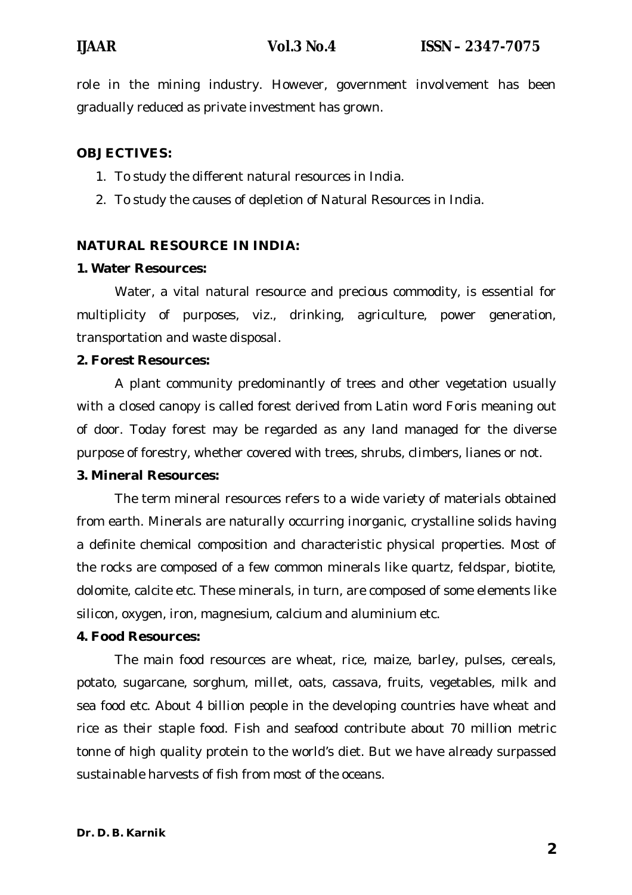role in the mining industry. However, government involvement has been gradually reduced as private investment has grown.

**OBJECTIVES:**

1. To study the different natural resources in India.
2. To study the causes of depletion of Natural Resources in India.

**NATURAL RESOURCE IN INDIA:**

**1. Water Resources:**

Water, a vital natural resource and precious commodity, is essential for multiplicity of purposes, viz., drinking, agriculture, power generation, transportation and waste disposal.

**2. Forest Resources:**

A plant community predominantly of trees and other vegetation usually with a closed canopy is called forest derived from Latin word Foris meaning out of door. Today forest may be regarded as any land managed for the diverse purpose of forestry, whether covered with trees, shrubs, climbers, lianes or not.

**3. Mineral Resources:**

The term mineral resources refers to a wide variety of materials obtained from earth. Minerals are naturally occurring inorganic, crystalline solids having a definite chemical composition and characteristic physical properties. Most of the rocks are composed of a few common minerals like quartz, feldspar, biotite, dolomite, calcite etc. These minerals, in turn, are composed of some elements like silicon, oxygen, iron, magnesium, calcium and aluminium etc.

**4. Food Resources:**

The main food resources are wheat, rice, maize, barley, pulses, cereals, potato, sugarcane, sorghum, millet, oats, cassava, fruits, vegetables, milk and sea food etc. About 4 billion people in the developing countries have wheat and rice as their staple food. Fish and seafood contribute about 70 million metric tonne of high quality protein to the world's diet. But we have already surpassed sustainable harvests of fish from most of the oceans.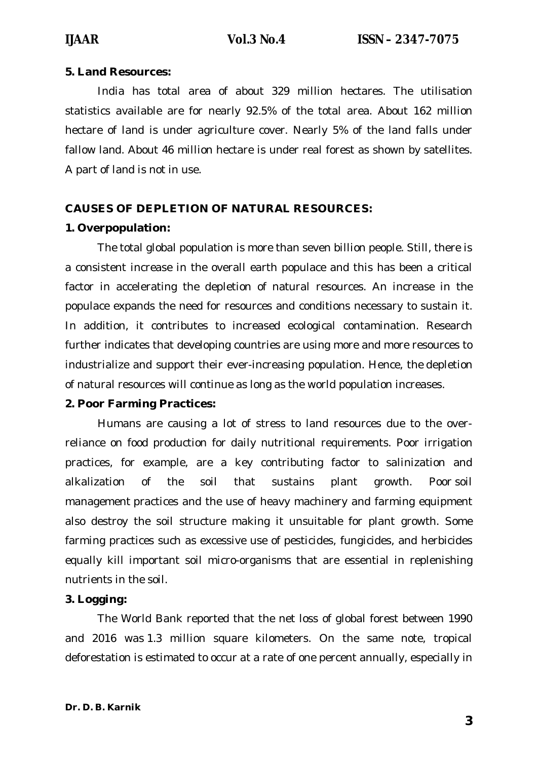**5. Land Resources:**

India has total area of about 329 million hectares. The utilisation statistics available are for nearly 92.5% of the total area. About 162 million hectare of land is under agriculture cover. Nearly 5% of the land falls under fallow land. About 46 million hectare is under real forest as shown by satellites. A part of land is not in use.

## CAUSES OF DEPLETION OF NATURAL RESOURCES:

**1. Overpopulation:**

The total global population is more than seven billion people. Still, there is a consistent increase in the overall earth populace and this has been a critical factor in accelerating the depletion of natural resources. An increase in the populace expands the need for resources and conditions necessary to sustain it. In addition, it contributes to increased ecological contamination. Research further indicates that developing countries are using more and more resources to industrialize and support their ever-increasing population. Hence, the depletion of natural resources will continue as long as the world population increases.

**2. Poor Farming Practices:**

Humans are causing a lot of stress to land resources due to the over-reliance on food production for daily nutritional requirements. Poor irrigation practices, for example, are a key contributing factor to salinization and alkalization of the soil that sustains plant growth. Poor soil management practices and the use of heavy machinery and farming equipment also destroy the soil structure making it unsuitable for plant growth. Some farming practices such as excessive use of pesticides, fungicides, and herbicides equally kill important soil micro-organisms that are essential in replenishing nutrients in the soil.

**3. Logging:**

The World Bank reported that the net loss of global forest between 1990 and 2016 was 1.3 million square kilometers. On the same note, tropical deforestation is estimated to occur at a rate of one percent annually, especially in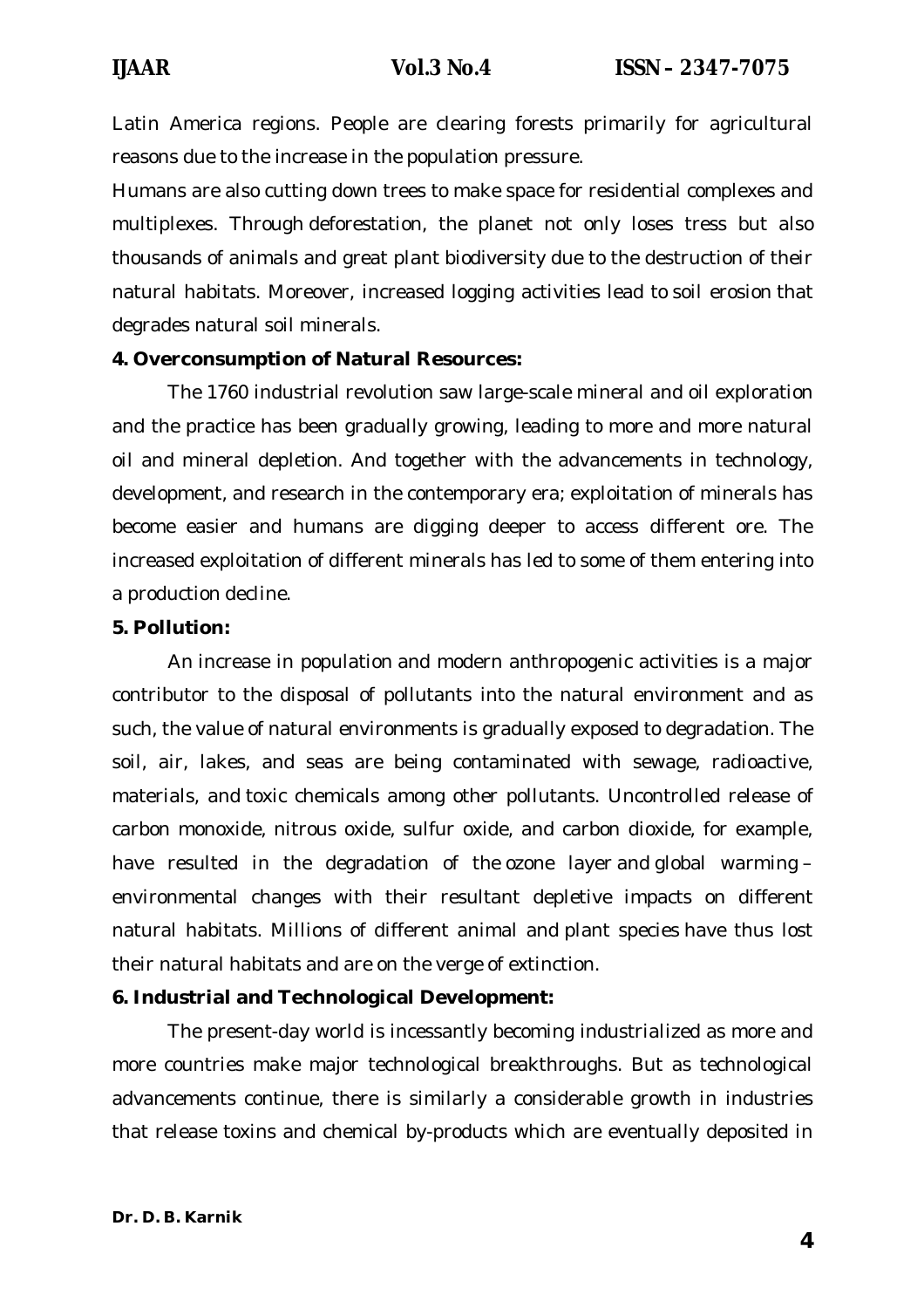Latin America regions. People are clearing forests primarily for agricultural reasons due to the increase in the population pressure.

Humans are also cutting down trees to make space for residential complexes and multiplexes. Through deforestation, the planet not only loses tress but also thousands of animals and great plant biodiversity due to the destruction of their natural habitats. Moreover, increased logging activities lead to soil erosion that degrades natural soil minerals.

**4. Overconsumption of Natural Resources:**

The 1760 industrial revolution saw large-scale mineral and oil exploration and the practice has been gradually growing, leading to more and more natural oil and mineral depletion. And together with the advancements in technology, development, and research in the contemporary era; exploitation of minerals has become easier and humans are digging deeper to access different ore. The increased exploitation of different minerals has led to some of them entering into a production decline.

**5. Pollution:**

An increase in population and modern anthropogenic activities is a major contributor to the disposal of pollutants into the natural environment and as such, the value of natural environments is gradually exposed to degradation. The soil, air, lakes, and seas are being contaminated with sewage, radioactive, materials, and toxic chemicals among other pollutants. Uncontrolled release of carbon monoxide, nitrous oxide, sulfur oxide, and carbon dioxide, for example, have resulted in the degradation of the ozone layer and global warming – environmental changes with their resultant depletive impacts on different natural habitats. Millions of different animal and plant species have thus lost their natural habitats and are on the verge of extinction.

**6. Industrial and Technological Development:**

The present-day world is incessantly becoming industrialized as more and more countries make major technological breakthroughs. But as technological advancements continue, there is similarly a considerable growth in industries that release toxins and chemical by-products which are eventually deposited in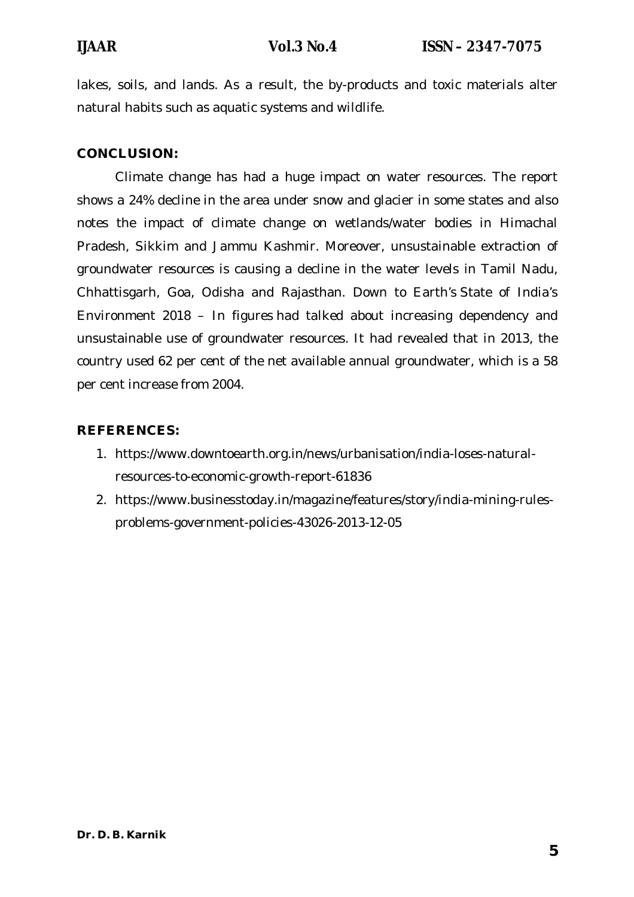lakes, soils, and lands. As a result, the by-products and toxic materials alter natural habits such as aquatic systems and wildlife.

## CONCLUSION:

Climate change has had a huge impact on water resources. The report shows a 24% decline in the area under snow and glacier in some states and also notes the impact of climate change on wetlands/water bodies in Himachal Pradesh, Sikkim and Jammu Kashmir. Moreover, unsustainable extraction of groundwater resources is causing a decline in the water levels in Tamil Nadu, Chhattisgarh, Goa, Odisha and Rajasthan. Down to Earth's State of India's Environment 2018 – In figures had talked about increasing dependency and unsustainable use of groundwater resources. It had revealed that in 2013, the country used 62 per cent of the net available annual groundwater, which is a 58 per cent increase from 2004.

## REFERENCES:

1. https://www.downtoearth.org.in/news/urbanisation/india-loses-natural-resources-to-economic-growth-report-61836
2. https://www.businesstoday.in/magazine/features/story/india-mining-rules-problems-government-policies-43026-2013-12-05